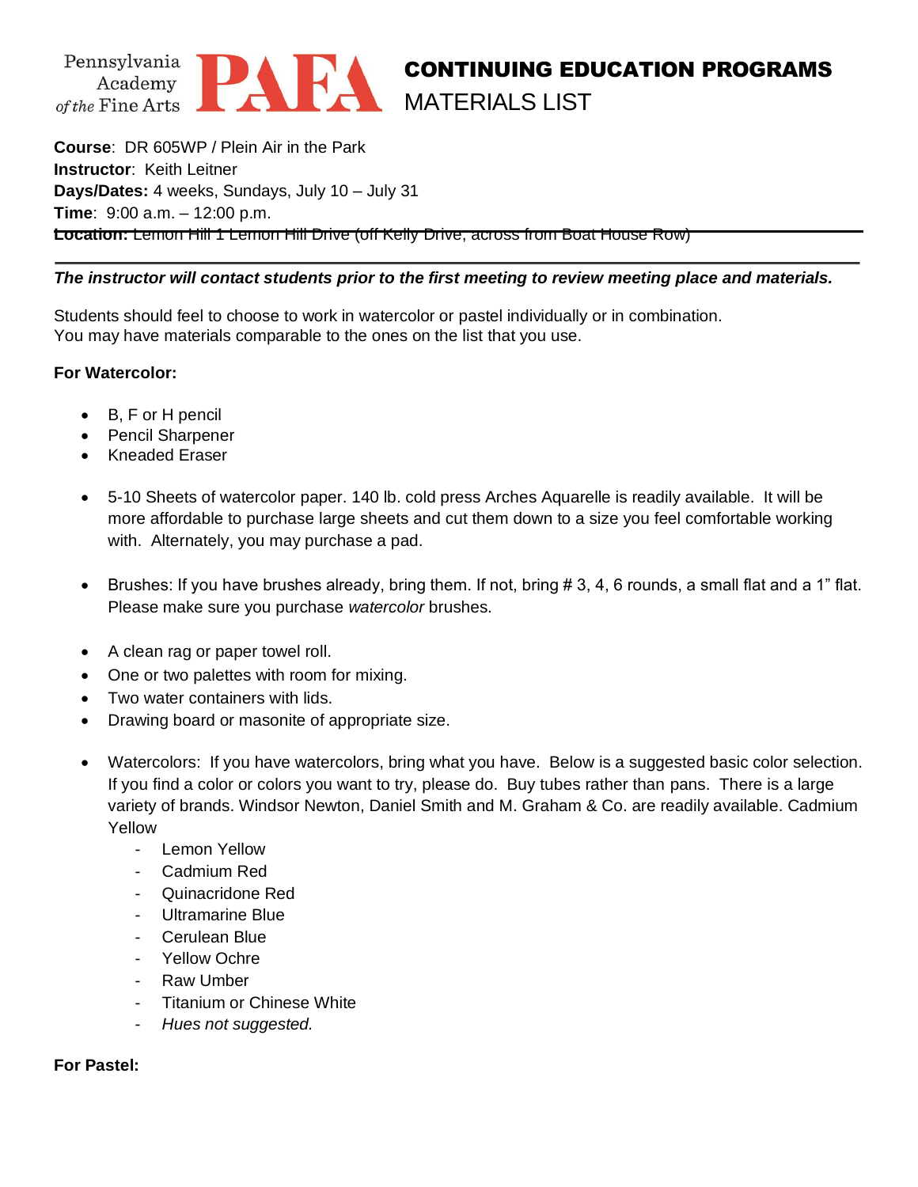Pennsylvania Academy of the Fine Arts **PAFA**

# CONTINUING EDUCATION PROGRAMS
## MATERIALS LIST

**Course**: DR 605WP / Plein Air in the Park
**Instructor**: Keith Leitner
**Days/Dates:** 4 weeks, Sundays, July 10 – July 31
**Time**: 9:00 a.m. – 12:00 p.m.
~~**Location:** Lemon Hill 1 Lemon Hill Drive (off Kelly Drive, across from Boat House Row)~~

---

***The instructor will contact students prior to the first meeting to review meeting place and materials.***

Students should feel to choose to work in watercolor or pastel individually or in combination.
You may have materials comparable to the ones on the list that you use.

**For Watercolor:**

- B, F or H pencil
- Pencil Sharpener
- Kneaded Eraser

- 5-10 Sheets of watercolor paper. 140 lb. cold press Arches Aquarelle is readily available. It will be more affordable to purchase large sheets and cut them down to a size you feel comfortable working with. Alternately, you may purchase a pad.

- Brushes: If you have brushes already, bring them. If not, bring # 3, 4, 6 rounds, a small flat and a 1" flat. Please make sure you purchase *watercolor* brushes.

- A clean rag or paper towel roll.
- One or two palettes with room for mixing.
- Two water containers with lids.
- Drawing board or masonite of appropriate size.

- Watercolors: If you have watercolors, bring what you have. Below is a suggested basic color selection. If you find a color or colors you want to try, please do. Buy tubes rather than pans. There is a large variety of brands. Windsor Newton, Daniel Smith and M. Graham & Co. are readily available. Cadmium Yellow
  - Lemon Yellow
  - Cadmium Red
  - Quinacridone Red
  - Ultramarine Blue
  - Cerulean Blue
  - Yellow Ochre
  - Raw Umber
  - Titanium or Chinese White
  - *Hues not suggested.*

**For Pastel:**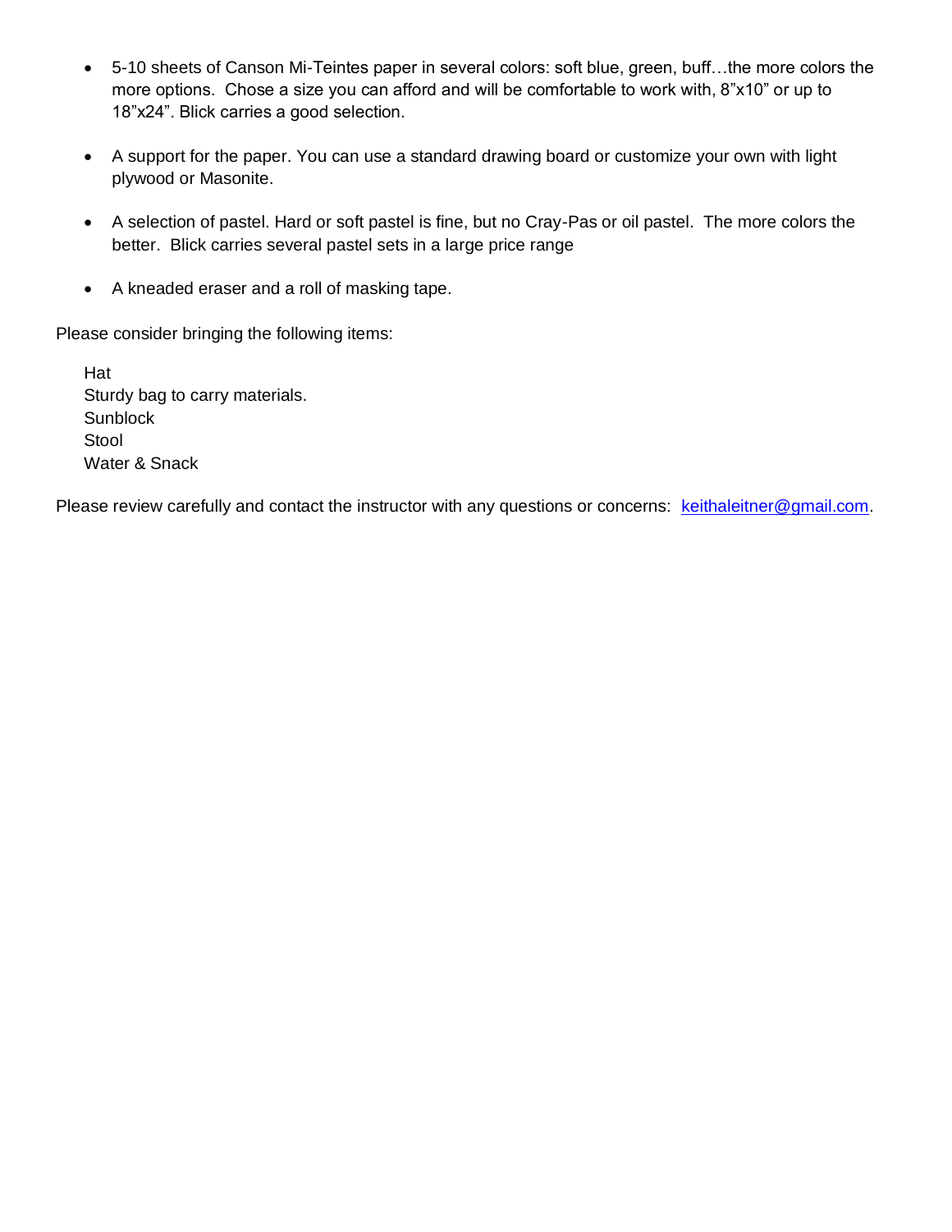- 5-10 sheets of Canson Mi-Teintes paper in several colors: soft blue, green, buff…the more colors the more options. Chose a size you can afford and will be comfortable to work with, 8”x10” or up to 18”x24”. Blick carries a good selection.

- A support for the paper. You can use a standard drawing board or customize your own with light plywood or Masonite.

- A selection of pastel. Hard or soft pastel is fine, but no Cray-Pas or oil pastel. The more colors the better. Blick carries several pastel sets in a large price range

- A kneaded eraser and a roll of masking tape.

Please consider bringing the following items:

Hat
Sturdy bag to carry materials.
Sunblock
Stool
Water & Snack

Please review carefully and contact the instructor with any questions or concerns: keithaleitner@gmail.com.